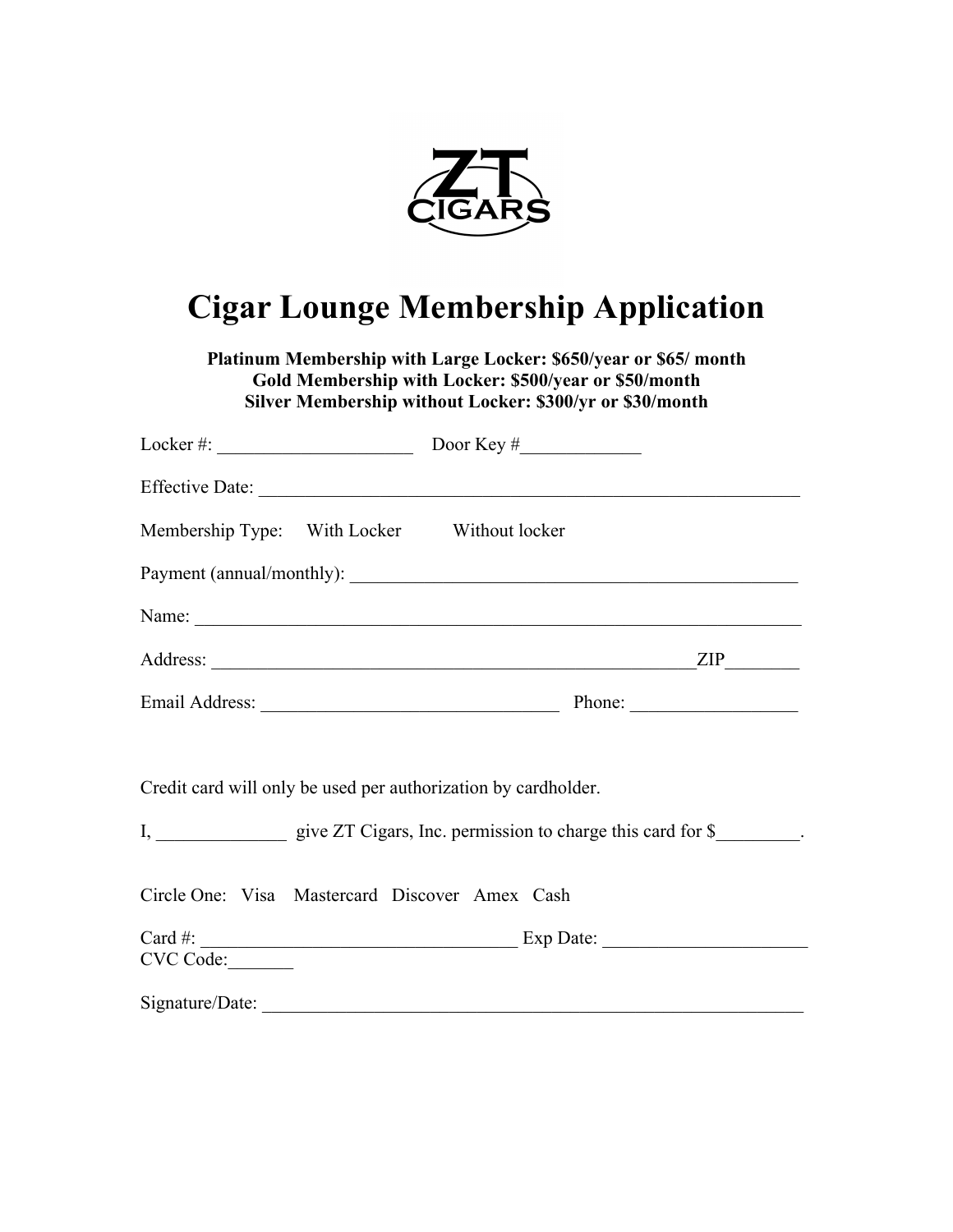ZT CIGARS

# Cigar Lounge Membership Application

**Platinum Membership with Large Locker: $650/year or $65/ month**
**Gold Membership with Locker: $500/year or $50/month**
**Silver Membership without Locker: $300/yr or $30/month**

Locker #: _____________________ Door Key #_____________

Effective Date: ____________________________________________________________

Membership Type: With Locker Without locker

Payment (annual/monthly): __________________________________________________

Name: ___________________________________________________________________

Address: _____________________________________________________ZIP________

Email Address: ________________________________ Phone: __________________

Credit card will only be used per authorization by cardholder.

I, ______________ give ZT Cigars, Inc. permission to charge this card for $_________.

Circle One: Visa Mastercard Discover Amex Cash

Card #: __________________________________ Exp Date: ______________________
CVC Code:_______

Signature/Date: _____________________________________________________________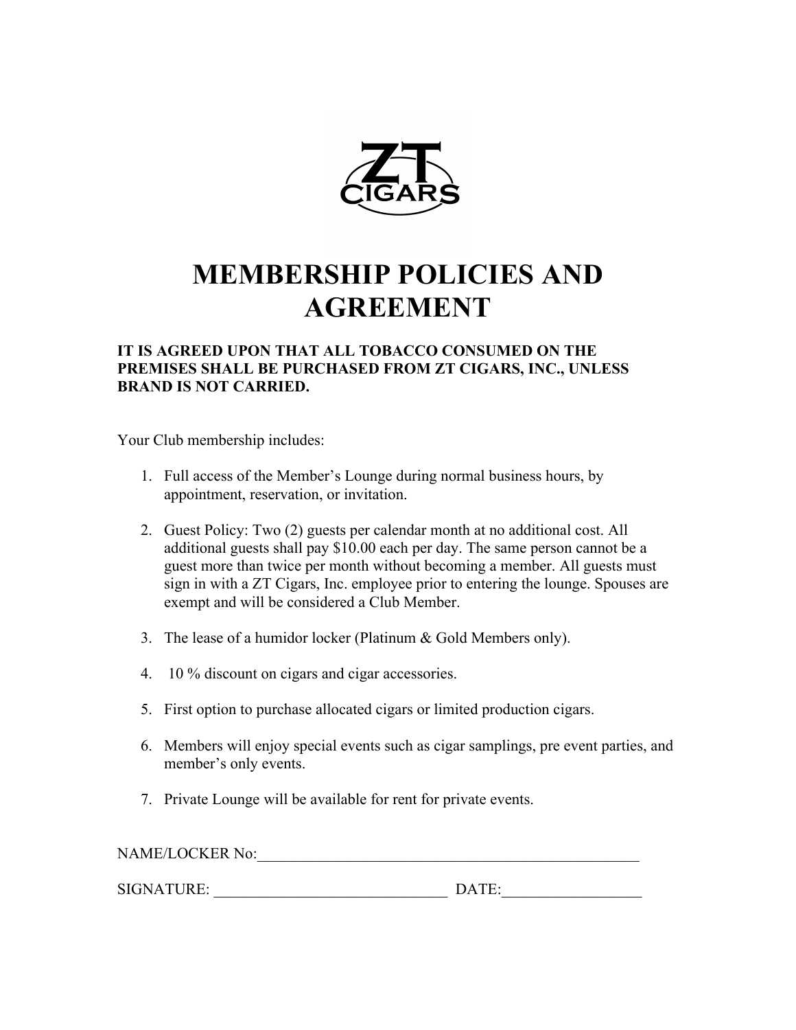# MEMBERSHIP POLICIES AND AGREEMENT

**IT IS AGREED UPON THAT ALL TOBACCO CONSUMED ON THE PREMISES SHALL BE PURCHASED FROM ZT CIGARS, INC., UNLESS BRAND IS NOT CARRIED.**

Your Club membership includes:

1. Full access of the Member's Lounge during normal business hours, by appointment, reservation, or invitation.
2. Guest Policy: Two (2) guests per calendar month at no additional cost. All additional guests shall pay $10.00 each per day. The same person cannot be a guest more than twice per month without becoming a member. All guests must sign in with a ZT Cigars, Inc. employee prior to entering the lounge. Spouses are exempt and will be considered a Club Member.
3. The lease of a humidor locker (Platinum & Gold Members only).
4. 10 % discount on cigars and cigar accessories.
5. First option to purchase allocated cigars or limited production cigars.
6. Members will enjoy special events such as cigar samplings, pre event parties, and member's only events.
7. Private Lounge will be available for rent for private events.

NAME/LOCKER No:____________________________________________________

SIGNATURE: _______________________________ DATE:__________________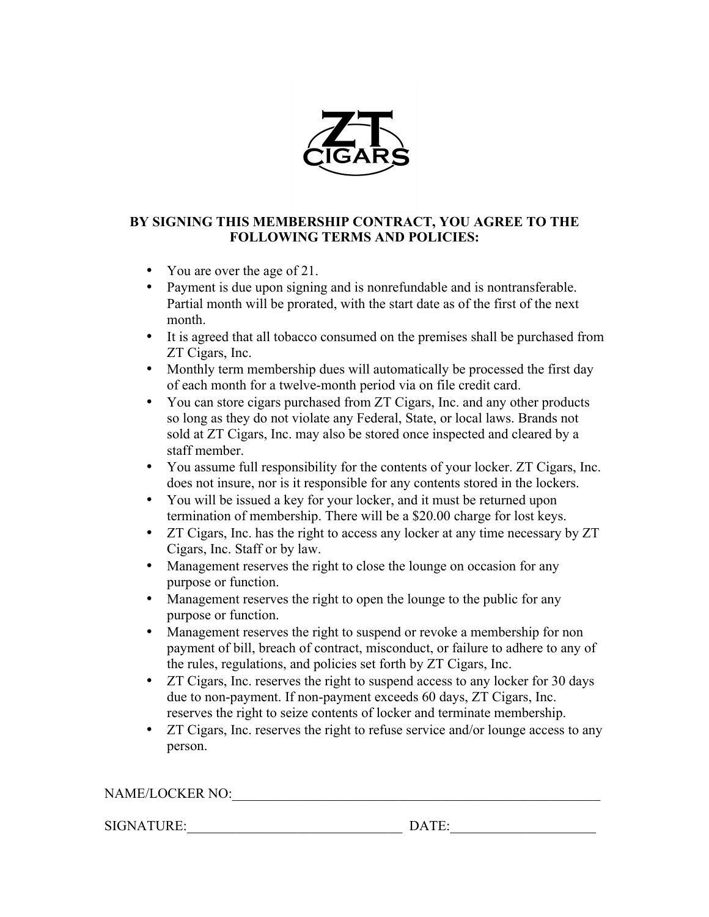ZT CIGARS

**BY SIGNING THIS MEMBERSHIP CONTRACT, YOU AGREE TO THE FOLLOWING TERMS AND POLICIES:**

- You are over the age of 21.
- Payment is due upon signing and is nonrefundable and is nontransferable. Partial month will be prorated, with the start date as of the first of the next month.
- It is agreed that all tobacco consumed on the premises shall be purchased from ZT Cigars, Inc.
- Monthly term membership dues will automatically be processed the first day of each month for a twelve-month period via on file credit card.
- You can store cigars purchased from ZT Cigars, Inc. and any other products so long as they do not violate any Federal, State, or local laws. Brands not sold at ZT Cigars, Inc. may also be stored once inspected and cleared by a staff member.
- You assume full responsibility for the contents of your locker. ZT Cigars, Inc. does not insure, nor is it responsible for any contents stored in the lockers.
- You will be issued a key for your locker, and it must be returned upon termination of membership. There will be a $20.00 charge for lost keys.
- ZT Cigars, Inc. has the right to access any locker at any time necessary by ZT Cigars, Inc. Staff or by law.
- Management reserves the right to close the lounge on occasion for any purpose or function.
- Management reserves the right to open the lounge to the public for any purpose or function.
- Management reserves the right to suspend or revoke a membership for non payment of bill, breach of contract, misconduct, or failure to adhere to any of the rules, regulations, and policies set forth by ZT Cigars, Inc.
- ZT Cigars, Inc. reserves the right to suspend access to any locker for 30 days due to non-payment. If non-payment exceeds 60 days, ZT Cigars, Inc. reserves the right to seize contents of locker and terminate membership.
- ZT Cigars, Inc. reserves the right to refuse service and/or lounge access to any person.

NAME/LOCKER NO:\_\_\_\_\_\_\_\_\_\_\_\_\_\_\_\_\_\_\_\_\_\_\_\_\_\_\_\_\_\_\_\_\_\_\_\_\_\_\_\_\_\_\_\_\_\_\_\_\_\_\_\_

SIGNATURE:\_\_\_\_\_\_\_\_\_\_\_\_\_\_\_\_\_\_\_\_\_\_\_\_\_\_\_\_\_\_ DATE:\_\_\_\_\_\_\_\_\_\_\_\_\_\_\_\_\_\_\_\_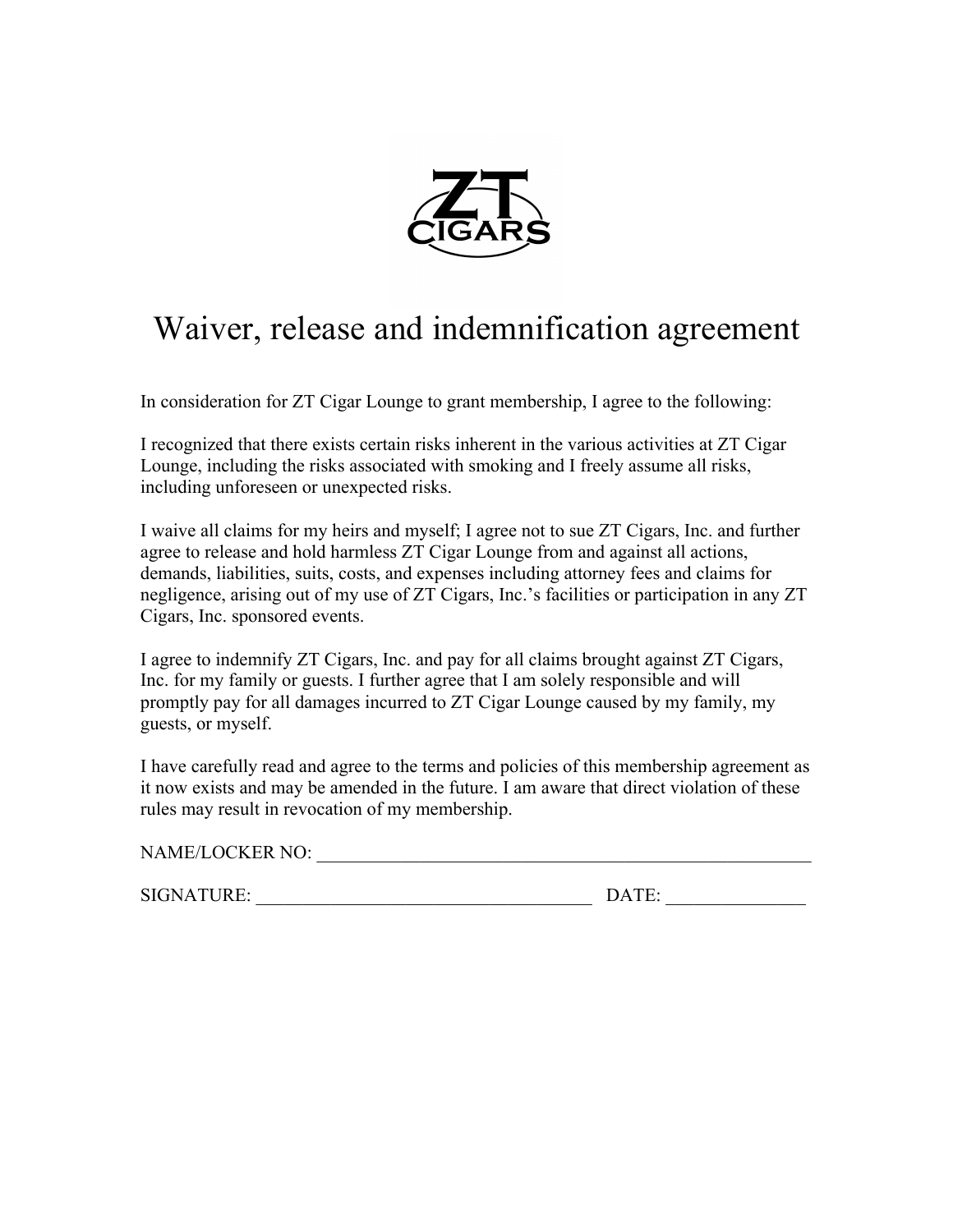ZT CIGARS

# Waiver, release and indemnification agreement

In consideration for ZT Cigar Lounge to grant membership, I agree to the following:

I recognized that there exists certain risks inherent in the various activities at ZT Cigar Lounge, including the risks associated with smoking and I freely assume all risks, including unforeseen or unexpected risks.

I waive all claims for my heirs and myself; I agree not to sue ZT Cigars, Inc. and further agree to release and hold harmless ZT Cigar Lounge from and against all actions, demands, liabilities, suits, costs, and expenses including attorney fees and claims for negligence, arising out of my use of ZT Cigars, Inc.'s facilities or participation in any ZT Cigars, Inc. sponsored events.

I agree to indemnify ZT Cigars, Inc. and pay for all claims brought against ZT Cigars, Inc. for my family or guests. I further agree that I am solely responsible and will promptly pay for all damages incurred to ZT Cigar Lounge caused by my family, my guests, or myself.

I have carefully read and agree to the terms and policies of this membership agreement as it now exists and may be amended in the future. I am aware that direct violation of these rules may result in revocation of my membership.

NAME/LOCKER NO: ________________________________________________________

SIGNATURE: ______________________________________ DATE: _______________